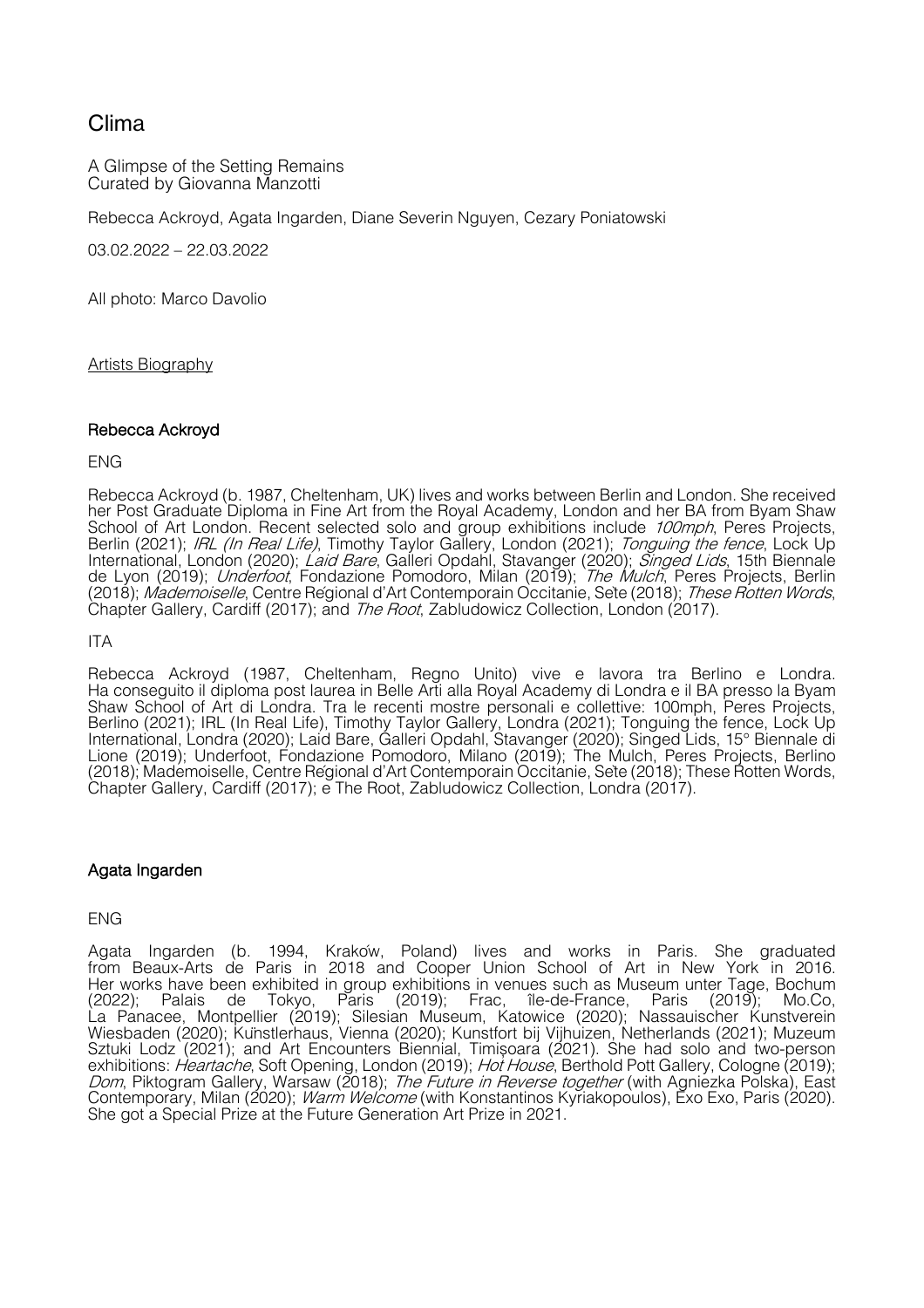# Clima

A Glimpse of the Setting Remains
Curated by Giovanna Manzotti

Rebecca Ackroyd, Agata Ingarden, Diane Severin Nguyen, Cezary Poniatowski

03.02.2022 – 22.03.2022

All photo: Marco Davolio

Artists Biography

## Rebecca Ackroyd

ENG

Rebecca Ackroyd (b. 1987, Cheltenham, UK) lives and works between Berlin and London. She received her Post Graduate Diploma in Fine Art from the Royal Academy, London and her BA from Byam Shaw School of Art London. Recent selected solo and group exhibitions include *100mph*, Peres Projects, Berlin (2021); *IRL (In Real Life)*, Timothy Taylor Gallery, London (2021); *Tonguing the fence*, Lock Up International, London (2020); *Laid Bare*, Galleri Opdahl, Stavanger (2020); *Singed Lids*, 15th Biennale de Lyon (2019); *Underfoot*, Fondazione Pomodoro, Milan (2019); *The Mulch*, Peres Projects, Berlin (2018); *Mademoiselle*, Centre Régional d'Art Contemporain Occitanie, Sète (2018); *These Rotten Words*, Chapter Gallery, Cardiff (2017); and *The Root*, Zabludowicz Collection, London (2017).

ITA

Rebecca Ackroyd (1987, Cheltenham, Regno Unito) vive e lavora tra Berlino e Londra. Ha conseguito il diploma post laurea in Belle Arti alla Royal Academy di Londra e il BA presso la Byam Shaw School of Art di Londra. Tra le recenti mostre personali e collettive: 100mph, Peres Projects, Berlino (2021); IRL (In Real Life), Timothy Taylor Gallery, Londra (2021); Tonguing the fence, Lock Up International, Londra (2020); Laid Bare, Galleri Opdahl, Stavanger (2020); Singed Lids, 15° Biennale di Lione (2019); Underfoot, Fondazione Pomodoro, Milano (2019); The Mulch, Peres Projects, Berlino (2018); Mademoiselle, Centre Régional d'Art Contemporain Occitanie, Sète (2018); These Rotten Words, Chapter Gallery, Cardiff (2017); e The Root, Zabludowicz Collection, Londra (2017).

## Agata Ingarden

ENG

Agata Ingarden (b. 1994, Kraków, Poland) lives and works in Paris. She graduated from Beaux-Arts de Paris in 2018 and Cooper Union School of Art in New York in 2016. Her works have been exhibited in group exhibitions in venues such as Museum unter Tage, Bochum (2022); Palais de Tokyo, Paris (2019); Frac, île-de-France, Paris (2019); Mo.Co, La Panacee, Montpellier (2019); Silesian Museum, Katowice (2020); Nassauischer Kunstverein Wiesbaden (2020); Künstlerhaus, Vienna (2020); Kunstfort bij Vijhuizen, Netherlands (2021); Muzeum Sztuki Lodz (2021); and Art Encounters Biennial, Timișoara (2021). She had solo and two-person exhibitions: *Heartache*, Soft Opening, London (2019); *Hot House*, Berthold Pott Gallery, Cologne (2019); *Dom*, Piktogram Gallery, Warsaw (2018); *The Future in Reverse together* (with Agniezka Polska), East Contemporary, Milan (2020); *Warm Welcome* (with Konstantinos Kyriakopoulos), Exo Exo, Paris (2020). She got a Special Prize at the Future Generation Art Prize in 2021.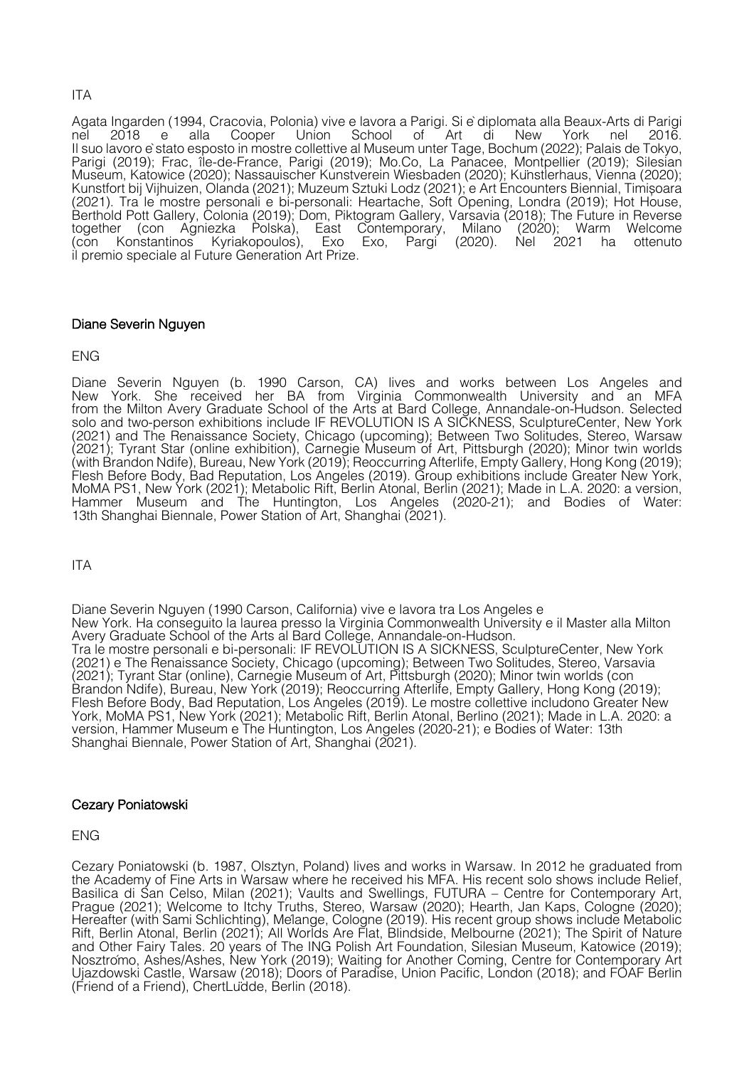ITA

Agata Ingarden (1994, Cracovia, Polonia) vive e lavora a Parigi. Si è diplomata alla Beaux-Arts di Parigi nel 2018 e alla Cooper Union School of Art di New York nel 2016. Il suo lavoro è stato esposto in mostre collettive al Museum unter Tage, Bochum (2022); Palais de Tokyo, Parigi (2019); Frac, île-de-France, Parigi (2019); Mo.Co, La Panacee, Montpellier (2019); Silesian Museum, Katowice (2020); Nassauischer Kunstverein Wiesbaden (2020); Künstlerhaus, Vienna (2020); Kunstfort bij Vijhuizen, Olanda (2021); Muzeum Sztuki Lodz (2021); e Art Encounters Biennial, Timișoara (2021). Tra le mostre personali e bi-personali: Heartache, Soft Opening, Londra (2019); Hot House, Berthold Pott Gallery, Colonia (2019); Dom, Piktogram Gallery, Varsavia (2018); The Future in Reverse together (con Agniezka Polska), East Contemporary, Milano (2020); Warm Welcome (con Konstantinos Kyriakopoulos), Exo Exo, Pargi (2020). Nel 2021 ha ottenuto il premio speciale al Future Generation Art Prize.

## Diane Severin Nguyen

ENG

Diane Severin Nguyen (b. 1990 Carson, CA) lives and works between Los Angeles and New York. She received her BA from Virginia Commonwealth University and an MFA from the Milton Avery Graduate School of the Arts at Bard College, Annandale-on-Hudson. Selected solo and two-person exhibitions include IF REVOLUTION IS A SICKNESS, SculptureCenter, New York (2021) and The Renaissance Society, Chicago (upcoming); Between Two Solitudes, Stereo, Warsaw (2021); Tyrant Star (online exhibition), Carnegie Museum of Art, Pittsburgh (2020); Minor twin worlds (with Brandon Ndife), Bureau, New York (2019); Reoccurring Afterlife, Empty Gallery, Hong Kong (2019); Flesh Before Body, Bad Reputation, Los Angeles (2019). Group exhibitions include Greater New York, MoMA PS1, New York (2021); Metabolic Rift, Berlin Atonal, Berlin (2021); Made in L.A. 2020: a version, Hammer Museum and The Huntington, Los Angeles (2020-21); and Bodies of Water: 13th Shanghai Biennale, Power Station of Art, Shanghai (2021).

ITA

Diane Severin Nguyen (1990 Carson, California) vive e lavora tra Los Angeles e New York. Ha conseguito la laurea presso la Virginia Commonwealth University e il Master alla Milton Avery Graduate School of the Arts al Bard College, Annandale-on-Hudson.
Tra le mostre personali e bi-personali: IF REVOLUTION IS A SICKNESS, SculptureCenter, New York (2021) e The Renaissance Society, Chicago (upcoming); Between Two Solitudes, Stereo, Varsavia (2021); Tyrant Star (online), Carnegie Museum of Art, Pittsburgh (2020); Minor twin worlds (con Brandon Ndife), Bureau, New York (2019); Reoccurring Afterlife, Empty Gallery, Hong Kong (2019); Flesh Before Body, Bad Reputation, Los Angeles (2019). Le mostre collettive includono Greater New York, MoMA PS1, New York (2021); Metabolic Rift, Berlin Atonal, Berlino (2021); Made in L.A. 2020: a version, Hammer Museum e The Huntington, Los Angeles (2020-21); e Bodies of Water: 13th Shanghai Biennale, Power Station of Art, Shanghai (2021).

## Cezary Poniatowski

ENG

Cezary Poniatowski (b. 1987, Olsztyn, Poland) lives and works in Warsaw. In 2012 he graduated from the Academy of Fine Arts in Warsaw where he received his MFA. His recent solo shows include Relief, Basilica di San Celso, Milan (2021); Vaults and Swellings, FUTURA – Centre for Contemporary Art, Prague (2021); Welcome to Itchy Truths, Stereo, Warsaw (2020); Hearth, Jan Kaps, Cologne (2020); Hereafter (with Sami Schlichting), Mélange, Cologne (2019). His recent group shows include Metabolic Rift, Berlin Atonal, Berlin (2021); All Worlds Are Flat, Blindside, Melbourne (2021); The Spirit of Nature and Other Fairy Tales. 20 years of The ING Polish Art Foundation, Silesian Museum, Katowice (2019); Nosztrómo, Ashes/Ashes, New York (2019); Waiting for Another Coming, Centre for Contemporary Art Ujazdowski Castle, Warsaw (2018); Doors of Paradise, Union Pacific, London (2018); and FOAF Berlin (Friend of a Friend), ChertLüdde, Berlin (2018).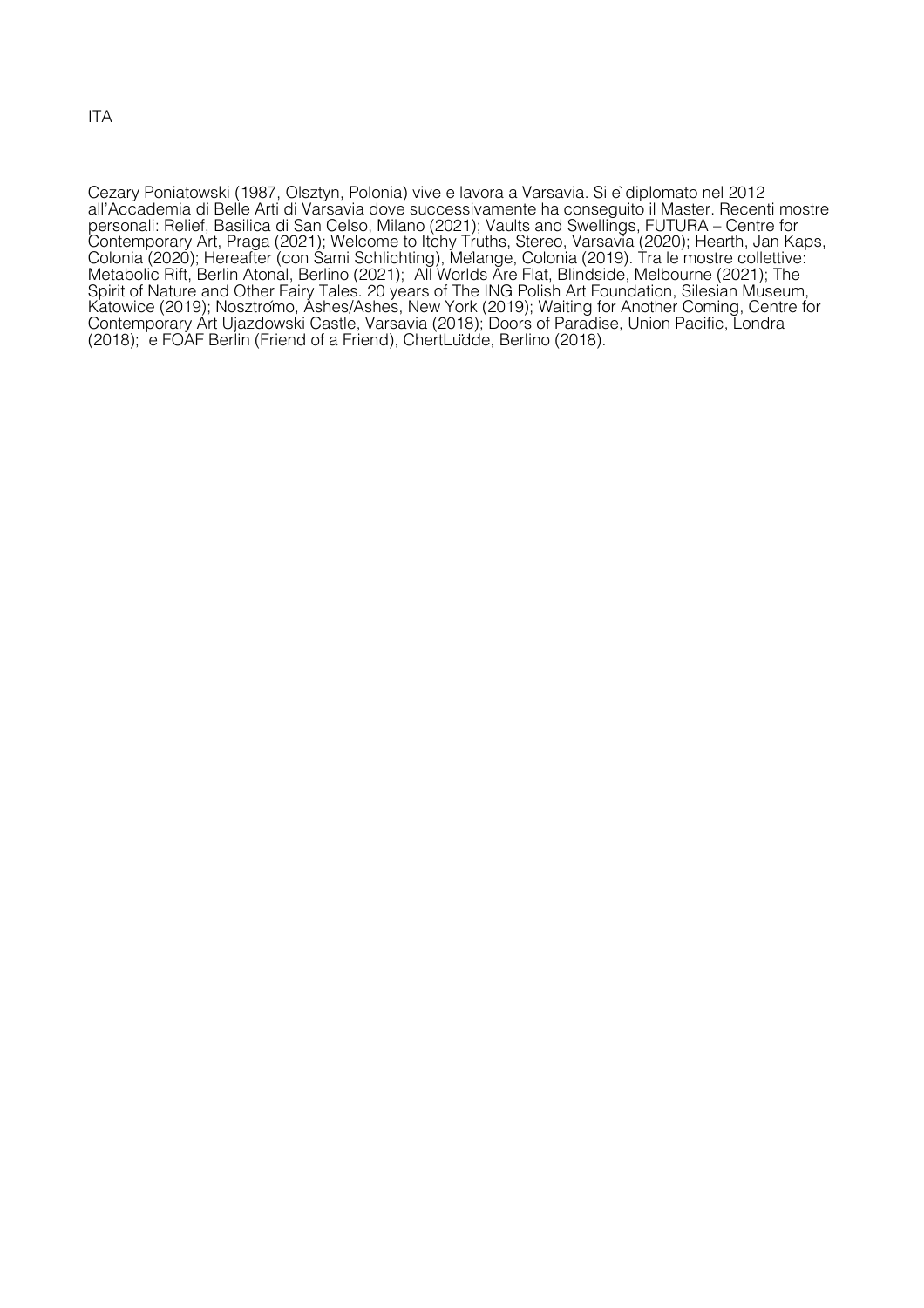ITA

Cezary Poniatowski (1987, Olsztyn, Polonia) vive e lavora a Varsavia. Si è diplomato nel 2012 all'Accademia di Belle Arti di Varsavia dove successivamente ha conseguito il Master. Recenti mostre personali: Relief, Basilica di San Celso, Milano (2021); Vaults and Swellings, FUTURA – Centre for Contemporary Art, Praga (2021); Welcome to Itchy Truths, Stereo, Varsavia (2020); Hearth, Jan Kaps, Colonia (2020); Hereafter (con Sami Schlichting), Mélange, Colonia (2019). Tra le mostre collettive: Metabolic Rift, Berlin Atonal, Berlino (2021); All Worlds Are Flat, Blindside, Melbourne (2021); The Spirit of Nature and Other Fairy Tales. 20 years of The ING Polish Art Foundation, Silesian Museum, Katowice (2019); Nosztrómo, Ashes/Ashes, New York (2019); Waiting for Another Coming, Centre for Contemporary Art Ujazdowski Castle, Varsavia (2018); Doors of Paradise, Union Pacific, Londra (2018); e FOAF Berlin (Friend of a Friend), ChertLüdde, Berlino (2018).